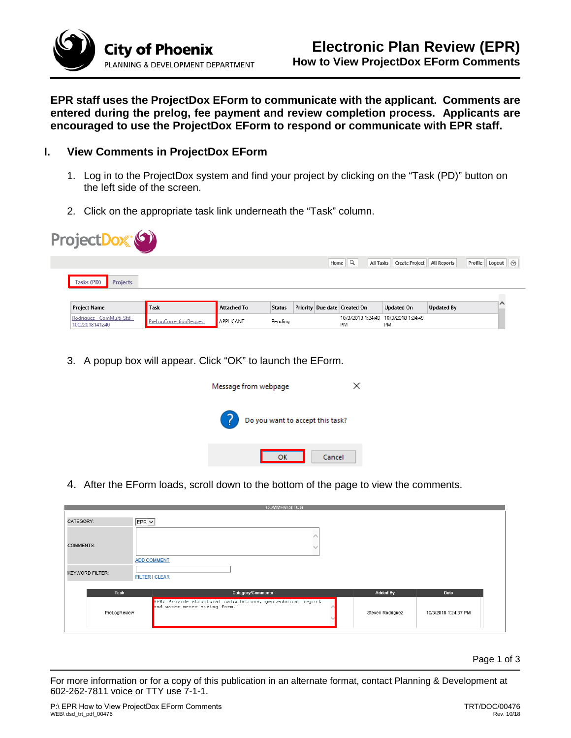**City of Phoenix**
PLANNING & DEVELOPMENT DEPARTMENT

# Electronic Plan Review (EPR)
## How to View ProjectDox EForm Comments

**EPR staff uses the ProjectDox EForm to communicate with the applicant. Comments are entered during the prelog, fee payment and review completion process. Applicants are encouraged to use the ProjectDox EForm to respond or communicate with EPR staff.**

## I. View Comments in ProjectDox EForm

1. Log in to the ProjectDox system and find your project by clicking on the "Task (PD)" button on the left side of the screen.

2. Click on the appropriate task link underneath the "Task" column.

3. A popup box will appear. Click "OK" to launch the EForm.

4. After the EForm loads, scroll down to the bottom of the page to view the comments.

For more information or for a copy of this publication in an alternate format, contact Planning & Development at 602-262-7811 voice or TTY use 7-1-1.

P:\ EPR How to View ProjectDox EForm Comments
WEB\ dsd_trt_pdf_00476

TRT/DOC/00476
Rev. 10/18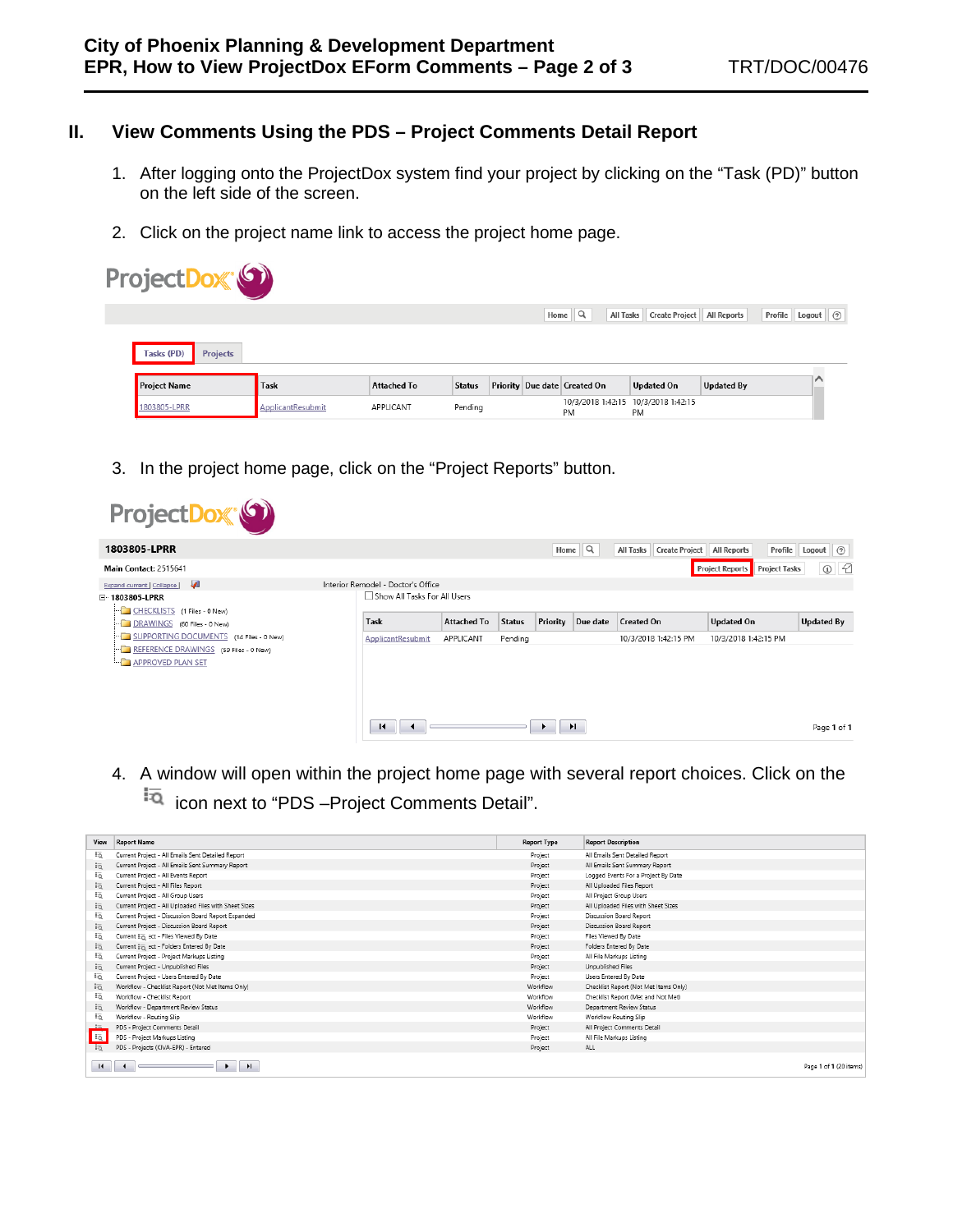## II. View Comments Using the PDS – Project Comments Detail Report

1. After logging onto the ProjectDox system find your project by clicking on the "Task (PD)" button on the left side of the screen.

2. Click on the project name link to access the project home page.

3. In the project home page, click on the "Project Reports" button.

4. A window will open within the project home page with several report choices. Click on the icon next to "PDS –Project Comments Detail".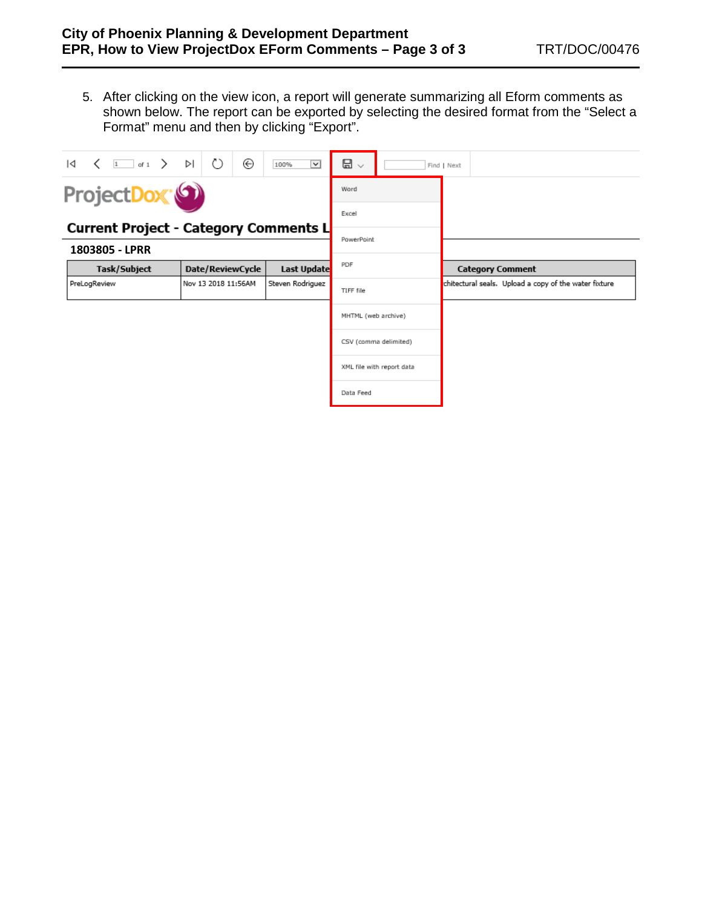5. After clicking on the view icon, a report will generate summarizing all Eform comments as shown below. The report can be exported by selecting the desired format from the “Select a Format” menu and then by clicking “Export”.

1 of 1 | 100% | Find | Next

Word
Excel
PowerPoint
PDF
TIFF file
MHTML (web archive)
CSV (comma delimited)
XML file with report data
Data Feed

ProjectDox

**Current Project - Category Comments L**

**1803805 - LPRR**

| Task/Subject | Date/ReviewCycle | Last Update | Category Comment |
| --- | --- | --- | --- |
| PreLogReview | Nov 13 2018 11:56AM | Steven Rodriguez | chitectural seals. Upload a copy of the water fixture |